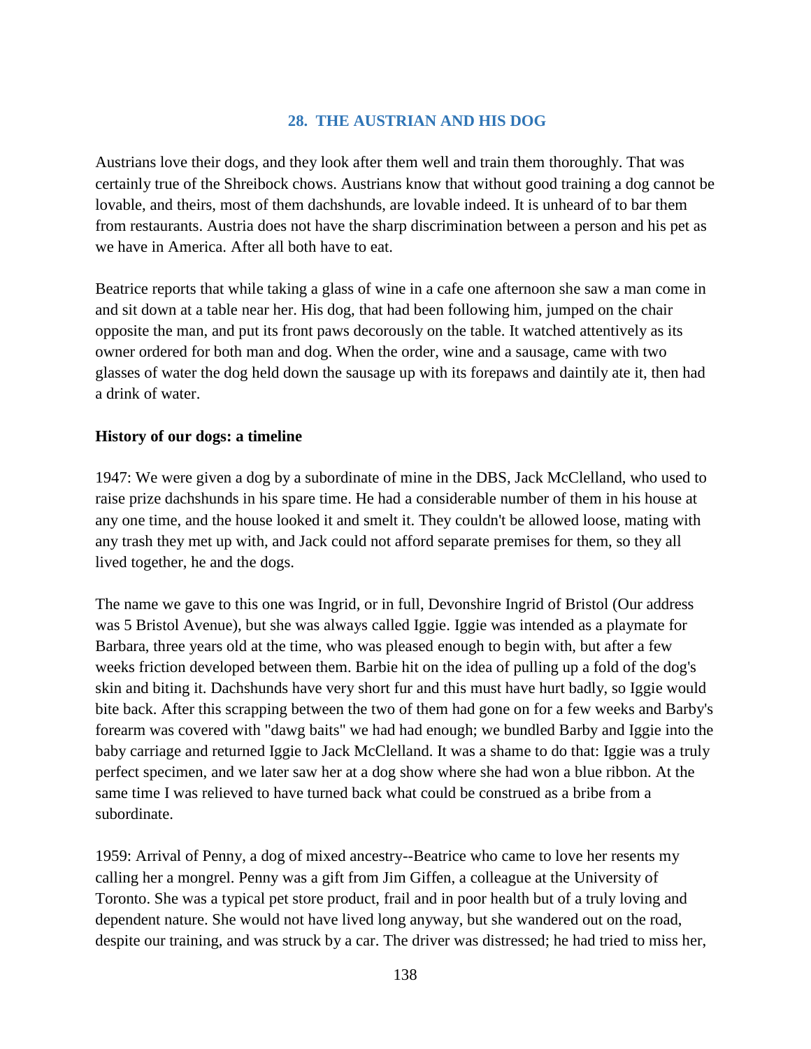## 28. THE AUSTRIAN AND HIS DOG

Austrians love their dogs, and they look after them well and train them thoroughly. That was certainly true of the Shreibock chows. Austrians know that without good training a dog cannot be lovable, and theirs, most of them dachshunds, are lovable indeed. It is unheard of to bar them from restaurants. Austria does not have the sharp discrimination between a person and his pet as we have in America. After all both have to eat.

Beatrice reports that while taking a glass of wine in a cafe one afternoon she saw a man come in and sit down at a table near her. His dog, that had been following him, jumped on the chair opposite the man, and put its front paws decorously on the table. It watched attentively as its owner ordered for both man and dog. When the order, wine and a sausage, came with two glasses of water the dog held down the sausage up with its forepaws and daintily ate it, then had a drink of water.

**History of our dogs: a timeline**

1947: We were given a dog by a subordinate of mine in the DBS, Jack McClelland, who used to raise prize dachshunds in his spare time. He had a considerable number of them in his house at any one time, and the house looked it and smelt it. They couldn't be allowed loose, mating with any trash they met up with, and Jack could not afford separate premises for them, so they all lived together, he and the dogs.

The name we gave to this one was Ingrid, or in full, Devonshire Ingrid of Bristol (Our address was 5 Bristol Avenue), but she was always called Iggie. Iggie was intended as a playmate for Barbara, three years old at the time, who was pleased enough to begin with, but after a few weeks friction developed between them. Barbie hit on the idea of pulling up a fold of the dog's skin and biting it. Dachshunds have very short fur and this must have hurt badly, so Iggie would bite back. After this scrapping between the two of them had gone on for a few weeks and Barby's forearm was covered with "dawg baits" we had had enough; we bundled Barby and Iggie into the baby carriage and returned Iggie to Jack McClelland. It was a shame to do that: Iggie was a truly perfect specimen, and we later saw her at a dog show where she had won a blue ribbon. At the same time I was relieved to have turned back what could be construed as a bribe from a subordinate.

1959: Arrival of Penny, a dog of mixed ancestry--Beatrice who came to love her resents my calling her a mongrel. Penny was a gift from Jim Giffen, a colleague at the University of Toronto. She was a typical pet store product, frail and in poor health but of a truly loving and dependent nature. She would not have lived long anyway, but she wandered out on the road, despite our training, and was struck by a car. The driver was distressed; he had tried to miss her,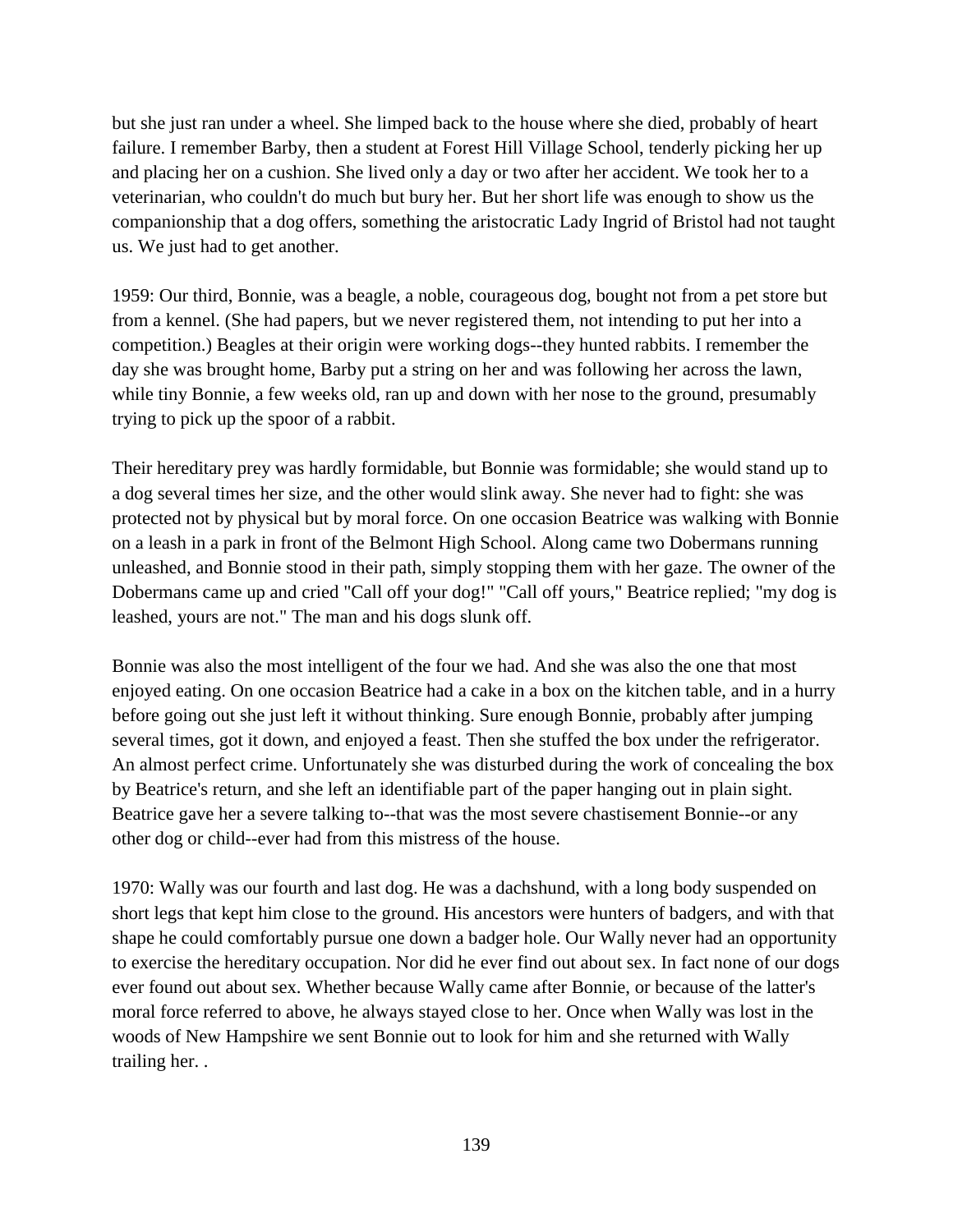but she just ran under a wheel. She limped back to the house where she died, probably of heart failure. I remember Barby, then a student at Forest Hill Village School, tenderly picking her up and placing her on a cushion. She lived only a day or two after her accident. We took her to a veterinarian, who couldn't do much but bury her. But her short life was enough to show us the companionship that a dog offers, something the aristocratic Lady Ingrid of Bristol had not taught us. We just had to get another.

1959: Our third, Bonnie, was a beagle, a noble, courageous dog, bought not from a pet store but from a kennel. (She had papers, but we never registered them, not intending to put her into a competition.) Beagles at their origin were working dogs--they hunted rabbits. I remember the day she was brought home, Barby put a string on her and was following her across the lawn, while tiny Bonnie, a few weeks old, ran up and down with her nose to the ground, presumably trying to pick up the spoor of a rabbit.

Their hereditary prey was hardly formidable, but Bonnie was formidable; she would stand up to a dog several times her size, and the other would slink away. She never had to fight: she was protected not by physical but by moral force. On one occasion Beatrice was walking with Bonnie on a leash in a park in front of the Belmont High School. Along came two Dobermans running unleashed, and Bonnie stood in their path, simply stopping them with her gaze. The owner of the Dobermans came up and cried "Call off your dog!" "Call off yours," Beatrice replied; "my dog is leashed, yours are not." The man and his dogs slunk off.

Bonnie was also the most intelligent of the four we had. And she was also the one that most enjoyed eating. On one occasion Beatrice had a cake in a box on the kitchen table, and in a hurry before going out she just left it without thinking. Sure enough Bonnie, probably after jumping several times, got it down, and enjoyed a feast. Then she stuffed the box under the refrigerator. An almost perfect crime. Unfortunately she was disturbed during the work of concealing the box by Beatrice's return, and she left an identifiable part of the paper hanging out in plain sight. Beatrice gave her a severe talking to--that was the most severe chastisement Bonnie--or any other dog or child--ever had from this mistress of the house.

1970: Wally was our fourth and last dog. He was a dachshund, with a long body suspended on short legs that kept him close to the ground. His ancestors were hunters of badgers, and with that shape he could comfortably pursue one down a badger hole. Our Wally never had an opportunity to exercise the hereditary occupation. Nor did he ever find out about sex. In fact none of our dogs ever found out about sex. Whether because Wally came after Bonnie, or because of the latter's moral force referred to above, he always stayed close to her. Once when Wally was lost in the woods of New Hampshire we sent Bonnie out to look for him and she returned with Wally trailing her. .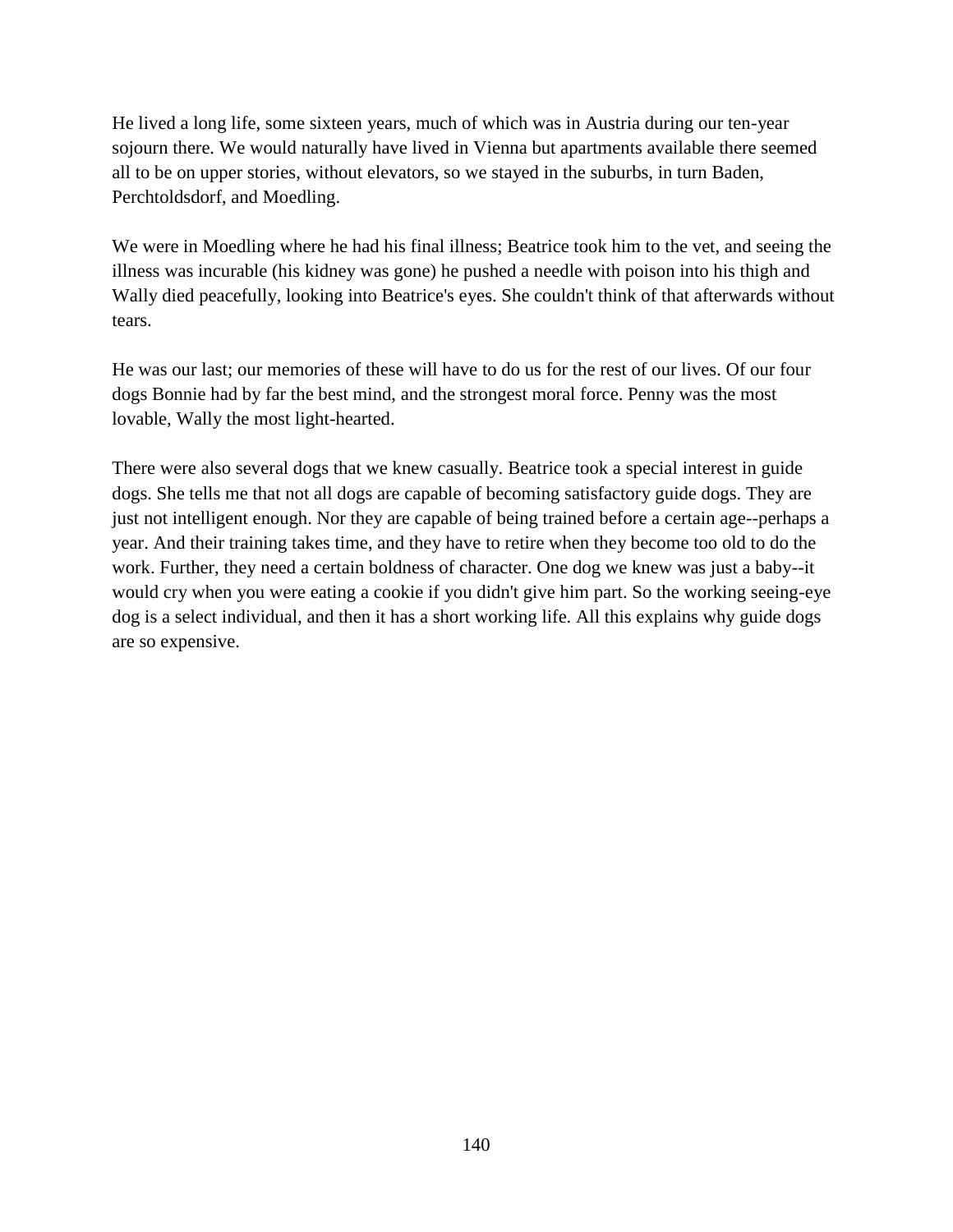He lived a long life, some sixteen years, much of which was in Austria during our ten-year sojourn there. We would naturally have lived in Vienna but apartments available there seemed all to be on upper stories, without elevators, so we stayed in the suburbs, in turn Baden, Perchtoldsdorf, and Moedling.

We were in Moedling where he had his final illness; Beatrice took him to the vet, and seeing the illness was incurable (his kidney was gone) he pushed a needle with poison into his thigh and Wally died peacefully, looking into Beatrice's eyes. She couldn't think of that afterwards without tears.

He was our last; our memories of these will have to do us for the rest of our lives. Of our four dogs Bonnie had by far the best mind, and the strongest moral force. Penny was the most lovable, Wally the most light-hearted.

There were also several dogs that we knew casually. Beatrice took a special interest in guide dogs. She tells me that not all dogs are capable of becoming satisfactory guide dogs. They are just not intelligent enough. Nor they are capable of being trained before a certain age--perhaps a year. And their training takes time, and they have to retire when they become too old to do the work. Further, they need a certain boldness of character. One dog we knew was just a baby--it would cry when you were eating a cookie if you didn't give him part. So the working seeing-eye dog is a select individual, and then it has a short working life. All this explains why guide dogs are so expensive.